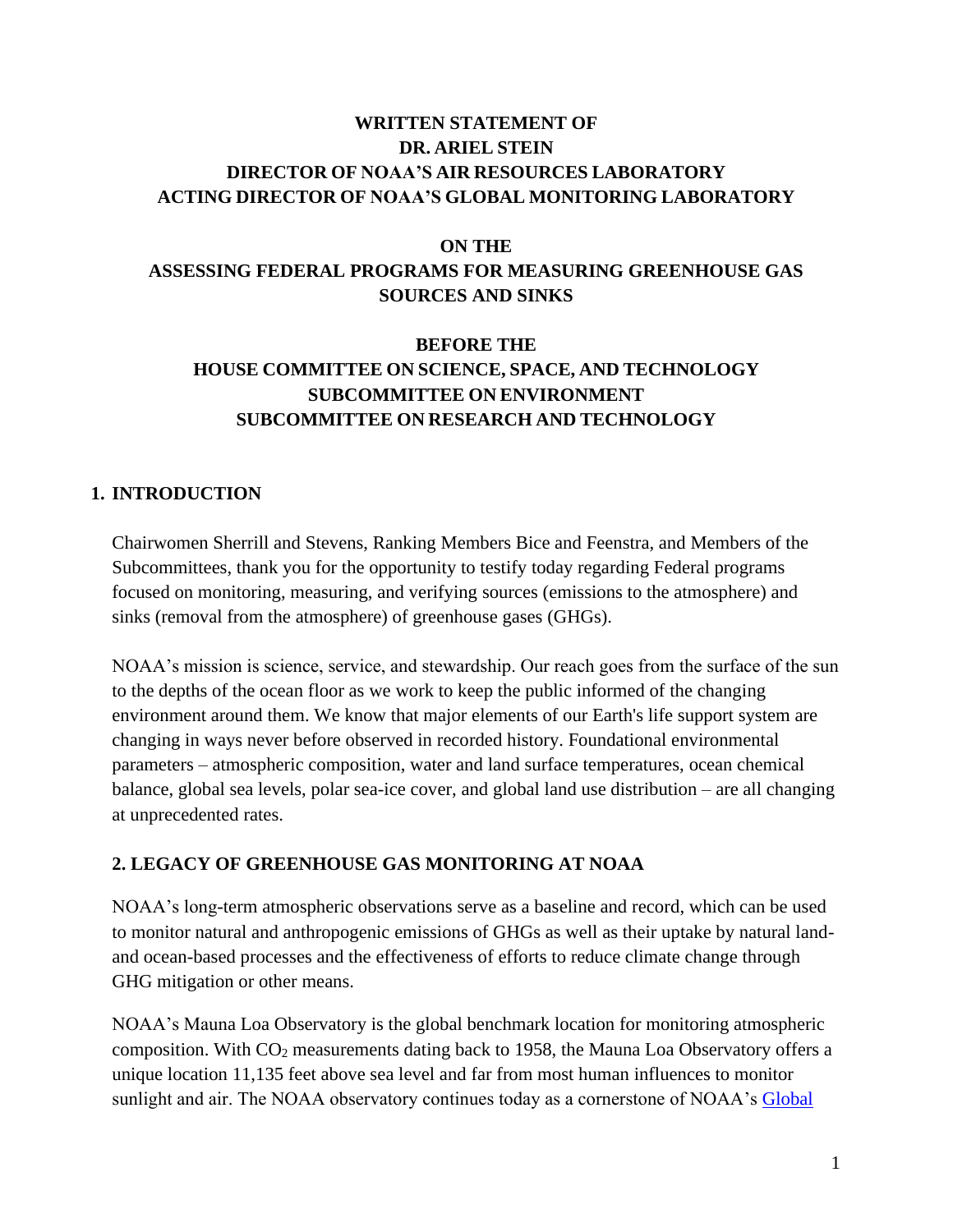**WRITTEN STATEMENT OF**
**DR. ARIEL STEIN**
**DIRECTOR OF NOAA'S AIR RESOURCES LABORATORY**
**ACTING DIRECTOR OF NOAA'S GLOBAL MONITORING LABORATORY**

**ON THE**
**ASSESSING FEDERAL PROGRAMS FOR MEASURING GREENHOUSE GAS SOURCES AND SINKS**

**BEFORE THE**
**HOUSE COMMITTEE ON SCIENCE, SPACE, AND TECHNOLOGY**
**SUBCOMMITTEE ON ENVIRONMENT**
**SUBCOMMITTEE ON RESEARCH AND TECHNOLOGY**

## 1. INTRODUCTION

Chairwomen Sherrill and Stevens, Ranking Members Bice and Feenstra, and Members of the Subcommittees, thank you for the opportunity to testify today regarding Federal programs focused on monitoring, measuring, and verifying sources (emissions to the atmosphere) and sinks (removal from the atmosphere) of greenhouse gases (GHGs).

NOAA's mission is science, service, and stewardship. Our reach goes from the surface of the sun to the depths of the ocean floor as we work to keep the public informed of the changing environment around them. We know that major elements of our Earth's life support system are changing in ways never before observed in recorded history. Foundational environmental parameters – atmospheric composition, water and land surface temperatures, ocean chemical balance, global sea levels, polar sea-ice cover, and global land use distribution – are all changing at unprecedented rates.

## 2. LEGACY OF GREENHOUSE GAS MONITORING AT NOAA

NOAA's long-term atmospheric observations serve as a baseline and record, which can be used to monitor natural and anthropogenic emissions of GHGs as well as their uptake by natural land- and ocean-based processes and the effectiveness of efforts to reduce climate change through GHG mitigation or other means.

NOAA's Mauna Loa Observatory is the global benchmark location for monitoring atmospheric composition. With $CO_2$ measurements dating back to 1958, the Mauna Loa Observatory offers a unique location 11,135 feet above sea level and far from most human influences to monitor sunlight and air. The NOAA observatory continues today as a cornerstone of NOAA's Global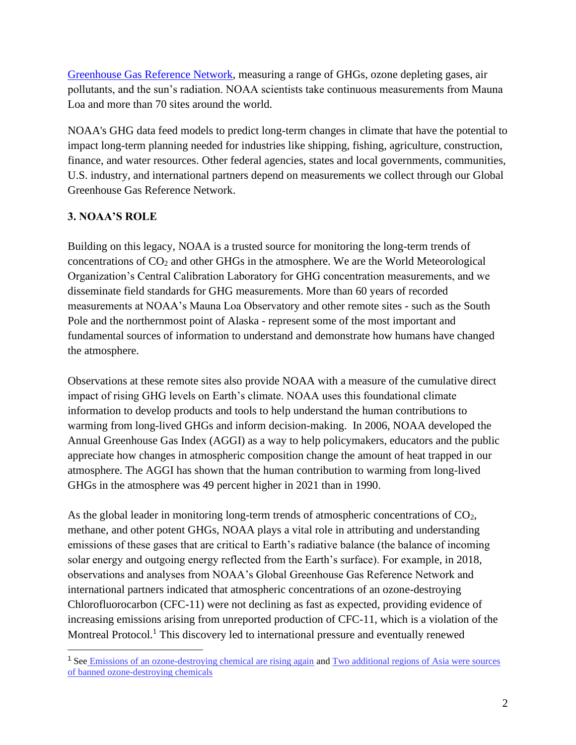[Greenhouse Gas Reference Network](), measuring a range of GHGs, ozone depleting gases, air pollutants, and the sun's radiation. NOAA scientists take continuous measurements from Mauna Loa and more than 70 sites around the world.

NOAA's GHG data feed models to predict long-term changes in climate that have the potential to impact long-term planning needed for industries like shipping, fishing, agriculture, construction, finance, and water resources. Other federal agencies, states and local governments, communities, U.S. industry, and international partners depend on measurements we collect through our Global Greenhouse Gas Reference Network.

### 3. NOAA'S ROLE

Building on this legacy, NOAA is a trusted source for monitoring the long-term trends of concentrations of $CO_2$ and other GHGs in the atmosphere. We are the World Meteorological Organization's Central Calibration Laboratory for GHG concentration measurements, and we disseminate field standards for GHG measurements. More than 60 years of recorded measurements at NOAA's Mauna Loa Observatory and other remote sites - such as the South Pole and the northernmost point of Alaska - represent some of the most important and fundamental sources of information to understand and demonstrate how humans have changed the atmosphere.

Observations at these remote sites also provide NOAA with a measure of the cumulative direct impact of rising GHG levels on Earth's climate. NOAA uses this foundational climate information to develop products and tools to help understand the human contributions to warming from long-lived GHGs and inform decision-making. In 2006, NOAA developed the Annual Greenhouse Gas Index (AGGI) as a way to help policymakers, educators and the public appreciate how changes in atmospheric composition change the amount of heat trapped in our atmosphere. The AGGI has shown that the human contribution to warming from long-lived GHGs in the atmosphere was 49 percent higher in 2021 than in 1990.

As the global leader in monitoring long-term trends of atmospheric concentrations of $CO_2$, methane, and other potent GHGs, NOAA plays a vital role in attributing and understanding emissions of these gases that are critical to Earth's radiative balance (the balance of incoming solar energy and outgoing energy reflected from the Earth's surface). For example, in 2018, observations and analyses from NOAA's Global Greenhouse Gas Reference Network and international partners indicated that atmospheric concentrations of an ozone-destroying Chlorofluorocarbon (CFC-11) were not declining as fast as expected, providing evidence of increasing emissions arising from unreported production of CFC-11, which is a violation of the Montreal Protocol.[1] This discovery led to international pressure and eventually renewed

[1] See [Emissions of an ozone-destroying chemical are rising again]() and [Two additional regions of Asia were sources of banned ozone-destroying chemicals]()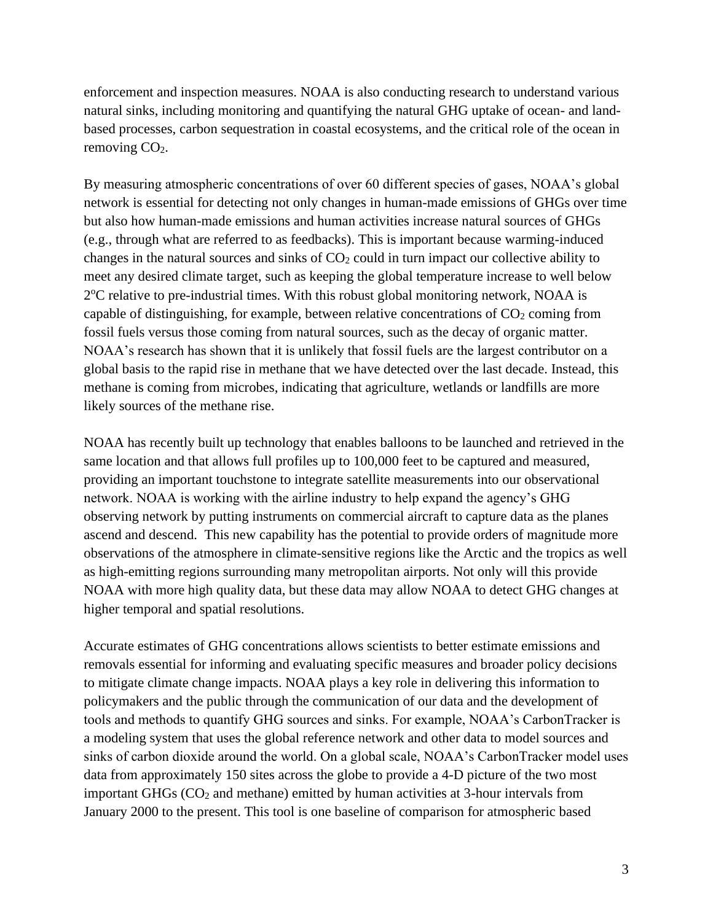enforcement and inspection measures. NOAA is also conducting research to understand various natural sinks, including monitoring and quantifying the natural GHG uptake of ocean- and land-based processes, carbon sequestration in coastal ecosystems, and the critical role of the ocean in removing $CO_2$.

By measuring atmospheric concentrations of over 60 different species of gases, NOAA's global network is essential for detecting not only changes in human-made emissions of GHGs over time but also how human-made emissions and human activities increase natural sources of GHGs (e.g., through what are referred to as feedbacks). This is important because warming-induced changes in the natural sources and sinks of $CO_2$ could in turn impact our collective ability to meet any desired climate target, such as keeping the global temperature increase to well below 2$^o$C relative to pre-industrial times. With this robust global monitoring network, NOAA is capable of distinguishing, for example, between relative concentrations of $CO_2$ coming from fossil fuels versus those coming from natural sources, such as the decay of organic matter. NOAA's research has shown that it is unlikely that fossil fuels are the largest contributor on a global basis to the rapid rise in methane that we have detected over the last decade. Instead, this methane is coming from microbes, indicating that agriculture, wetlands or landfills are more likely sources of the methane rise.

NOAA has recently built up technology that enables balloons to be launched and retrieved in the same location and that allows full profiles up to 100,000 feet to be captured and measured, providing an important touchstone to integrate satellite measurements into our observational network. NOAA is working with the airline industry to help expand the agency's GHG observing network by putting instruments on commercial aircraft to capture data as the planes ascend and descend. This new capability has the potential to provide orders of magnitude more observations of the atmosphere in climate-sensitive regions like the Arctic and the tropics as well as high-emitting regions surrounding many metropolitan airports. Not only will this provide NOAA with more high quality data, but these data may allow NOAA to detect GHG changes at higher temporal and spatial resolutions.

Accurate estimates of GHG concentrations allows scientists to better estimate emissions and removals essential for informing and evaluating specific measures and broader policy decisions to mitigate climate change impacts. NOAA plays a key role in delivering this information to policymakers and the public through the communication of our data and the development of tools and methods to quantify GHG sources and sinks. For example, NOAA's CarbonTracker is a modeling system that uses the global reference network and other data to model sources and sinks of carbon dioxide around the world. On a global scale, NOAA's CarbonTracker model uses data from approximately 150 sites across the globe to provide a 4-D picture of the two most important GHGs ($CO_2$ and methane) emitted by human activities at 3-hour intervals from January 2000 to the present. This tool is one baseline of comparison for atmospheric based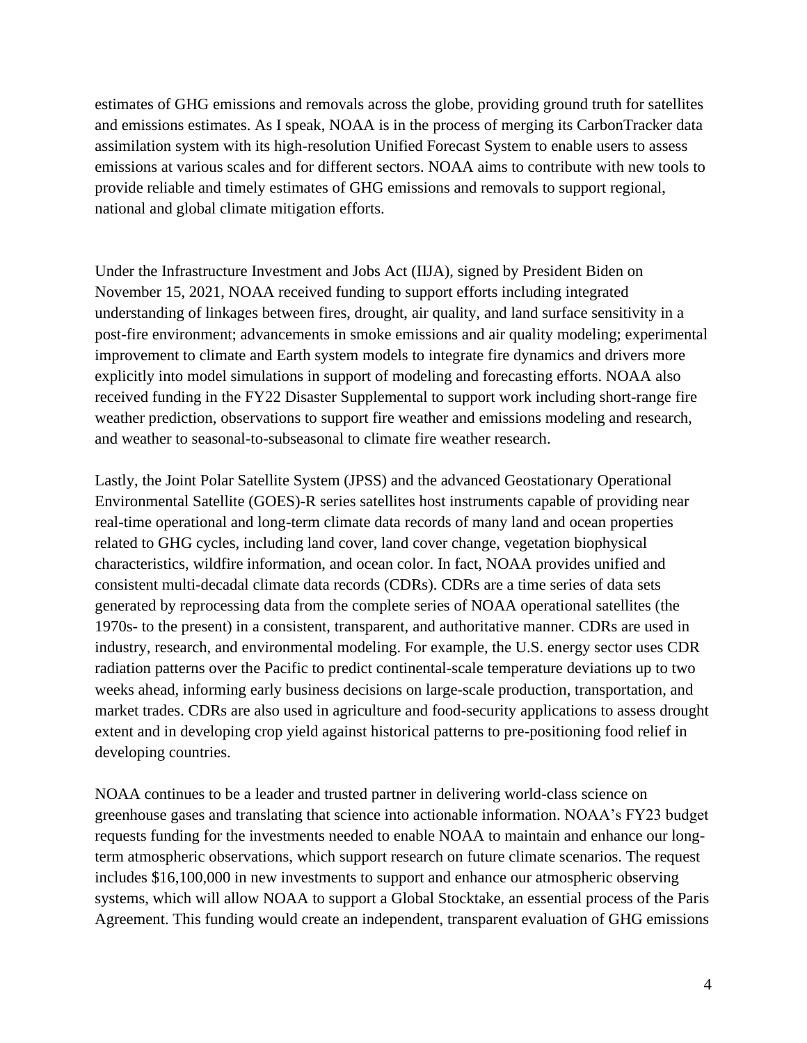estimates of GHG emissions and removals across the globe, providing ground truth for satellites and emissions estimates. As I speak, NOAA is in the process of merging its CarbonTracker data assimilation system with its high-resolution Unified Forecast System to enable users to assess emissions at various scales and for different sectors. NOAA aims to contribute with new tools to provide reliable and timely estimates of GHG emissions and removals to support regional, national and global climate mitigation efforts.

Under the Infrastructure Investment and Jobs Act (IIJA), signed by President Biden on November 15, 2021, NOAA received funding to support efforts including integrated understanding of linkages between fires, drought, air quality, and land surface sensitivity in a post-fire environment; advancements in smoke emissions and air quality modeling; experimental improvement to climate and Earth system models to integrate fire dynamics and drivers more explicitly into model simulations in support of modeling and forecasting efforts. NOAA also received funding in the FY22 Disaster Supplemental to support work including short-range fire weather prediction, observations to support fire weather and emissions modeling and research, and weather to seasonal-to-subseasonal to climate fire weather research.

Lastly, the Joint Polar Satellite System (JPSS) and the advanced Geostationary Operational Environmental Satellite (GOES)-R series satellites host instruments capable of providing near real-time operational and long-term climate data records of many land and ocean properties related to GHG cycles, including land cover, land cover change, vegetation biophysical characteristics, wildfire information, and ocean color. In fact, NOAA provides unified and consistent multi-decadal climate data records (CDRs). CDRs are a time series of data sets generated by reprocessing data from the complete series of NOAA operational satellites (the 1970s- to the present) in a consistent, transparent, and authoritative manner. CDRs are used in industry, research, and environmental modeling. For example, the U.S. energy sector uses CDR radiation patterns over the Pacific to predict continental-scale temperature deviations up to two weeks ahead, informing early business decisions on large-scale production, transportation, and market trades. CDRs are also used in agriculture and food-security applications to assess drought extent and in developing crop yield against historical patterns to pre-positioning food relief in developing countries.

NOAA continues to be a leader and trusted partner in delivering world-class science on greenhouse gases and translating that science into actionable information. NOAA's FY23 budget requests funding for the investments needed to enable NOAA to maintain and enhance our long-term atmospheric observations, which support research on future climate scenarios. The request includes $16,100,000 in new investments to support and enhance our atmospheric observing systems, which will allow NOAA to support a Global Stocktake, an essential process of the Paris Agreement. This funding would create an independent, transparent evaluation of GHG emissions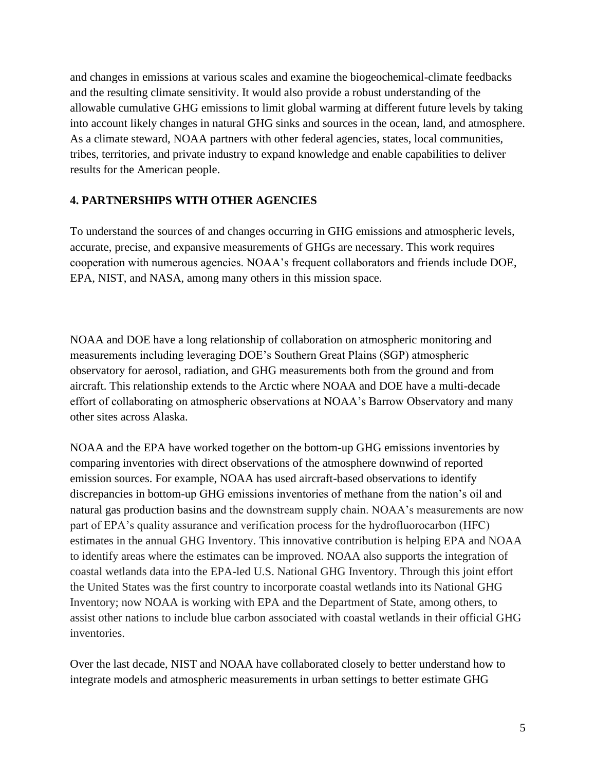and changes in emissions at various scales and examine the biogeochemical-climate feedbacks and the resulting climate sensitivity. It would also provide a robust understanding of the allowable cumulative GHG emissions to limit global warming at different future levels by taking into account likely changes in natural GHG sinks and sources in the ocean, land, and atmosphere. As a climate steward, NOAA partners with other federal agencies, states, local communities, tribes, territories, and private industry to expand knowledge and enable capabilities to deliver results for the American people.

## 4. PARTNERSHIPS WITH OTHER AGENCIES

To understand the sources of and changes occurring in GHG emissions and atmospheric levels, accurate, precise, and expansive measurements of GHGs are necessary. This work requires cooperation with numerous agencies. NOAA's frequent collaborators and friends include DOE, EPA, NIST, and NASA, among many others in this mission space.

NOAA and DOE have a long relationship of collaboration on atmospheric monitoring and measurements including leveraging DOE's Southern Great Plains (SGP) atmospheric observatory for aerosol, radiation, and GHG measurements both from the ground and from aircraft. This relationship extends to the Arctic where NOAA and DOE have a multi-decade effort of collaborating on atmospheric observations at NOAA's Barrow Observatory and many other sites across Alaska.

NOAA and the EPA have worked together on the bottom-up GHG emissions inventories by comparing inventories with direct observations of the atmosphere downwind of reported emission sources. For example, NOAA has used aircraft-based observations to identify discrepancies in bottom-up GHG emissions inventories of methane from the nation's oil and natural gas production basins and the downstream supply chain. NOAA's measurements are now part of EPA's quality assurance and verification process for the hydrofluorocarbon (HFC) estimates in the annual GHG Inventory. This innovative contribution is helping EPA and NOAA to identify areas where the estimates can be improved. NOAA also supports the integration of coastal wetlands data into the EPA-led U.S. National GHG Inventory. Through this joint effort the United States was the first country to incorporate coastal wetlands into its National GHG Inventory; now NOAA is working with EPA and the Department of State, among others, to assist other nations to include blue carbon associated with coastal wetlands in their official GHG inventories.

Over the last decade, NIST and NOAA have collaborated closely to better understand how to integrate models and atmospheric measurements in urban settings to better estimate GHG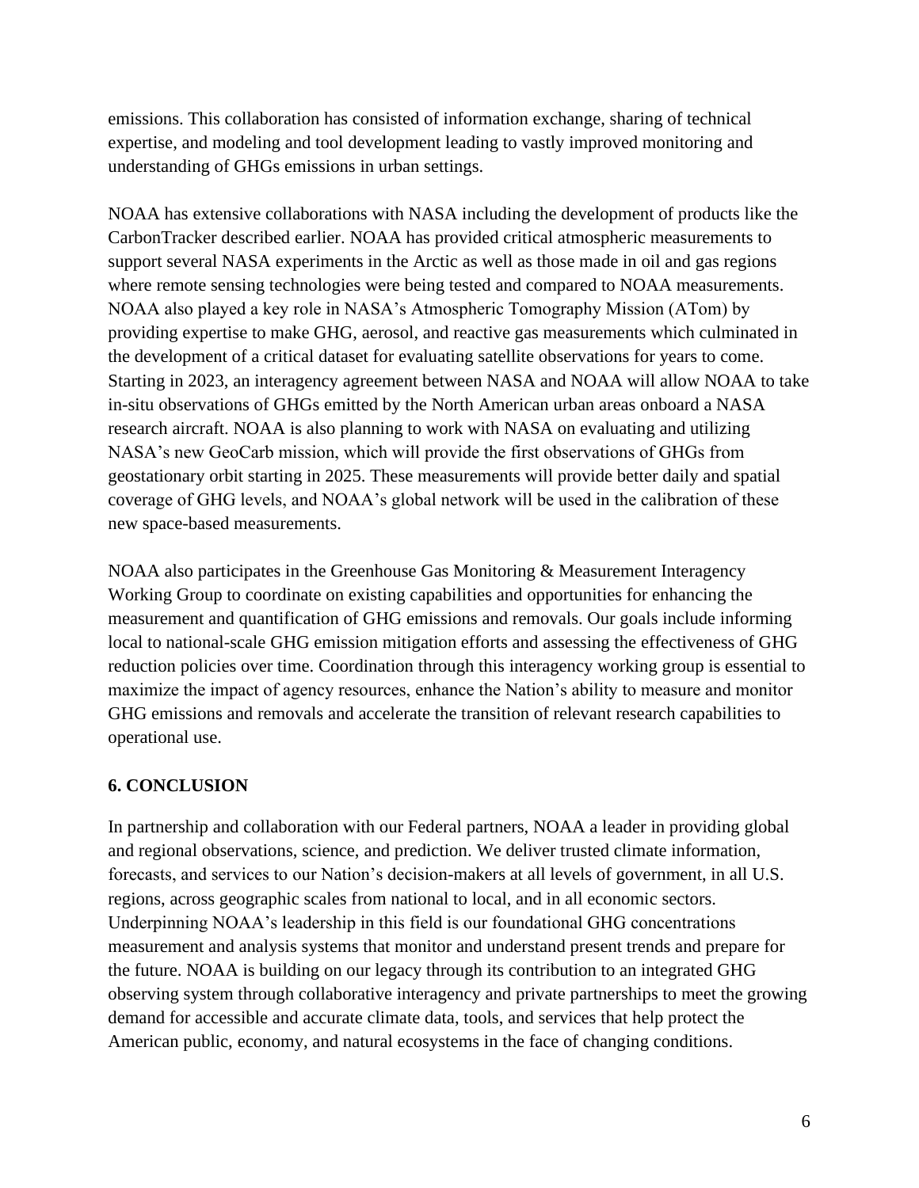emissions. This collaboration has consisted of information exchange, sharing of technical expertise, and modeling and tool development leading to vastly improved monitoring and understanding of GHGs emissions in urban settings.

NOAA has extensive collaborations with NASA including the development of products like the CarbonTracker described earlier. NOAA has provided critical atmospheric measurements to support several NASA experiments in the Arctic as well as those made in oil and gas regions where remote sensing technologies were being tested and compared to NOAA measurements. NOAA also played a key role in NASA's Atmospheric Tomography Mission (ATom) by providing expertise to make GHG, aerosol, and reactive gas measurements which culminated in the development of a critical dataset for evaluating satellite observations for years to come. Starting in 2023, an interagency agreement between NASA and NOAA will allow NOAA to take in-situ observations of GHGs emitted by the North American urban areas onboard a NASA research aircraft. NOAA is also planning to work with NASA on evaluating and utilizing NASA's new GeoCarb mission, which will provide the first observations of GHGs from geostationary orbit starting in 2025. These measurements will provide better daily and spatial coverage of GHG levels, and NOAA's global network will be used in the calibration of these new space-based measurements.

NOAA also participates in the Greenhouse Gas Monitoring & Measurement Interagency Working Group to coordinate on existing capabilities and opportunities for enhancing the measurement and quantification of GHG emissions and removals. Our goals include informing local to national-scale GHG emission mitigation efforts and assessing the effectiveness of GHG reduction policies over time. Coordination through this interagency working group is essential to maximize the impact of agency resources, enhance the Nation's ability to measure and monitor GHG emissions and removals and accelerate the transition of relevant research capabilities to operational use.

## 6. CONCLUSION

In partnership and collaboration with our Federal partners, NOAA a leader in providing global and regional observations, science, and prediction. We deliver trusted climate information, forecasts, and services to our Nation's decision-makers at all levels of government, in all U.S. regions, across geographic scales from national to local, and in all economic sectors. Underpinning NOAA's leadership in this field is our foundational GHG concentrations measurement and analysis systems that monitor and understand present trends and prepare for the future. NOAA is building on our legacy through its contribution to an integrated GHG observing system through collaborative interagency and private partnerships to meet the growing demand for accessible and accurate climate data, tools, and services that help protect the American public, economy, and natural ecosystems in the face of changing conditions.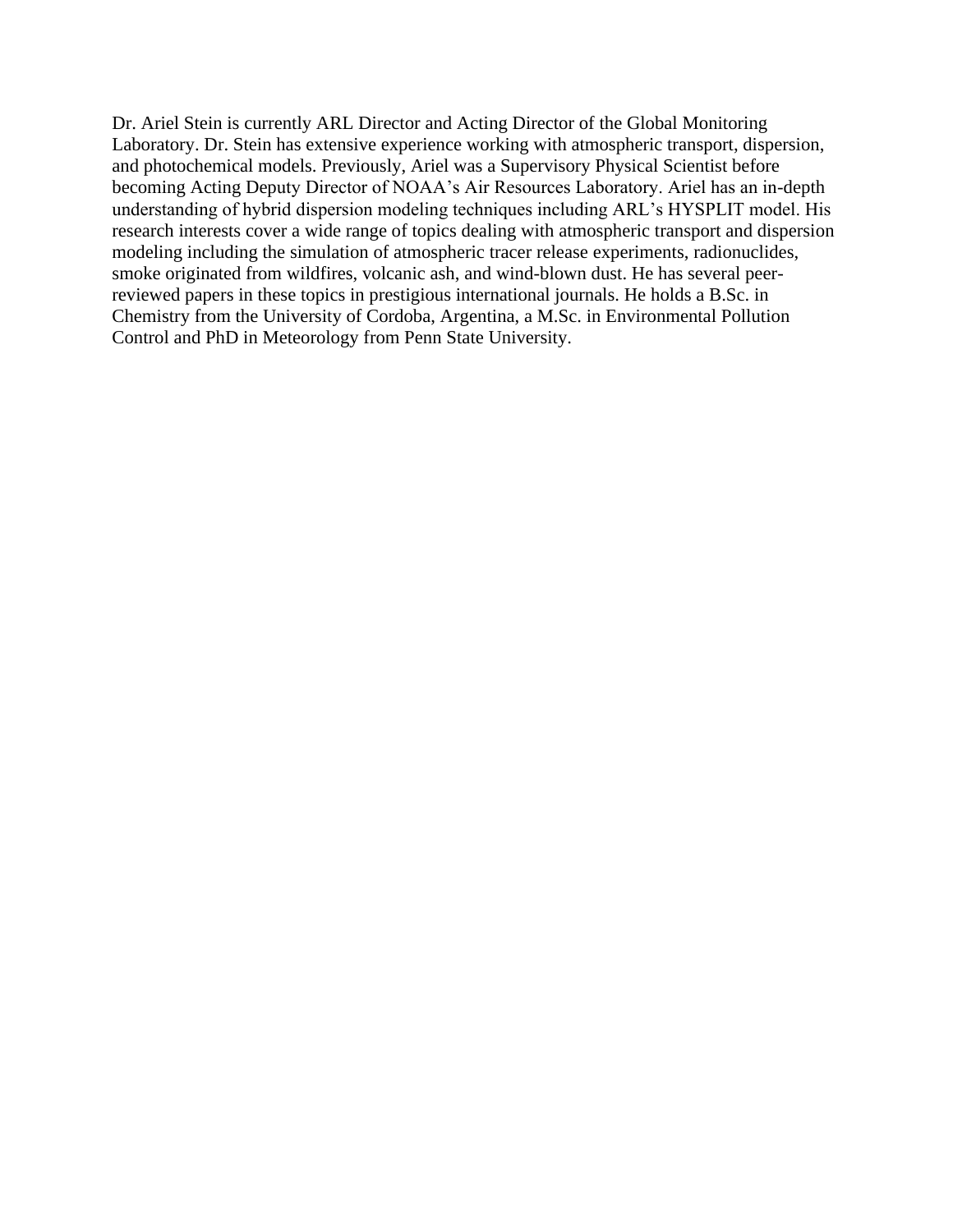Dr. Ariel Stein is currently ARL Director and Acting Director of the Global Monitoring Laboratory. Dr. Stein has extensive experience working with atmospheric transport, dispersion, and photochemical models. Previously, Ariel was a Supervisory Physical Scientist before becoming Acting Deputy Director of NOAA's Air Resources Laboratory. Ariel has an in-depth understanding of hybrid dispersion modeling techniques including ARL's HYSPLIT model. His research interests cover a wide range of topics dealing with atmospheric transport and dispersion modeling including the simulation of atmospheric tracer release experiments, radionuclides, smoke originated from wildfires, volcanic ash, and wind-blown dust. He has several peer-reviewed papers in these topics in prestigious international journals. He holds a B.Sc. in Chemistry from the University of Cordoba, Argentina, a M.Sc. in Environmental Pollution Control and PhD in Meteorology from Penn State University.